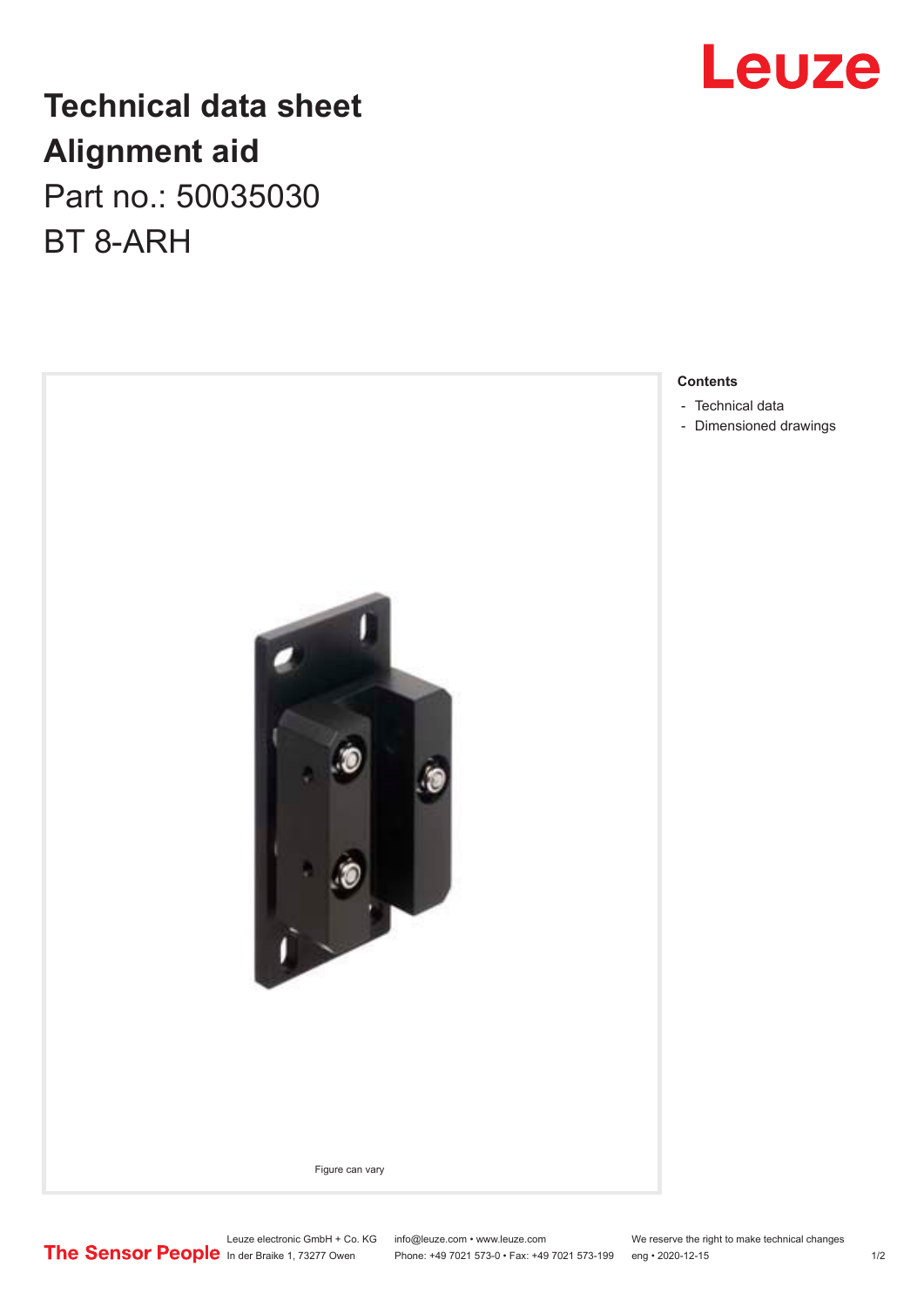# Technical data sheet
# Alignment aid
## Part no.: 50035030
## BT 8-ARH

Figure can vary

**Contents**

- Technical data
- Dimensioned drawings

Leuze electronic GmbH + Co. KG
In der Braike 1, 73277 Owen

info@leuze.com • www.leuze.com
Phone: +49 7021 573-0 • Fax: +49 7021 573-199

We reserve the right to make technical changes
eng • 2020-12-15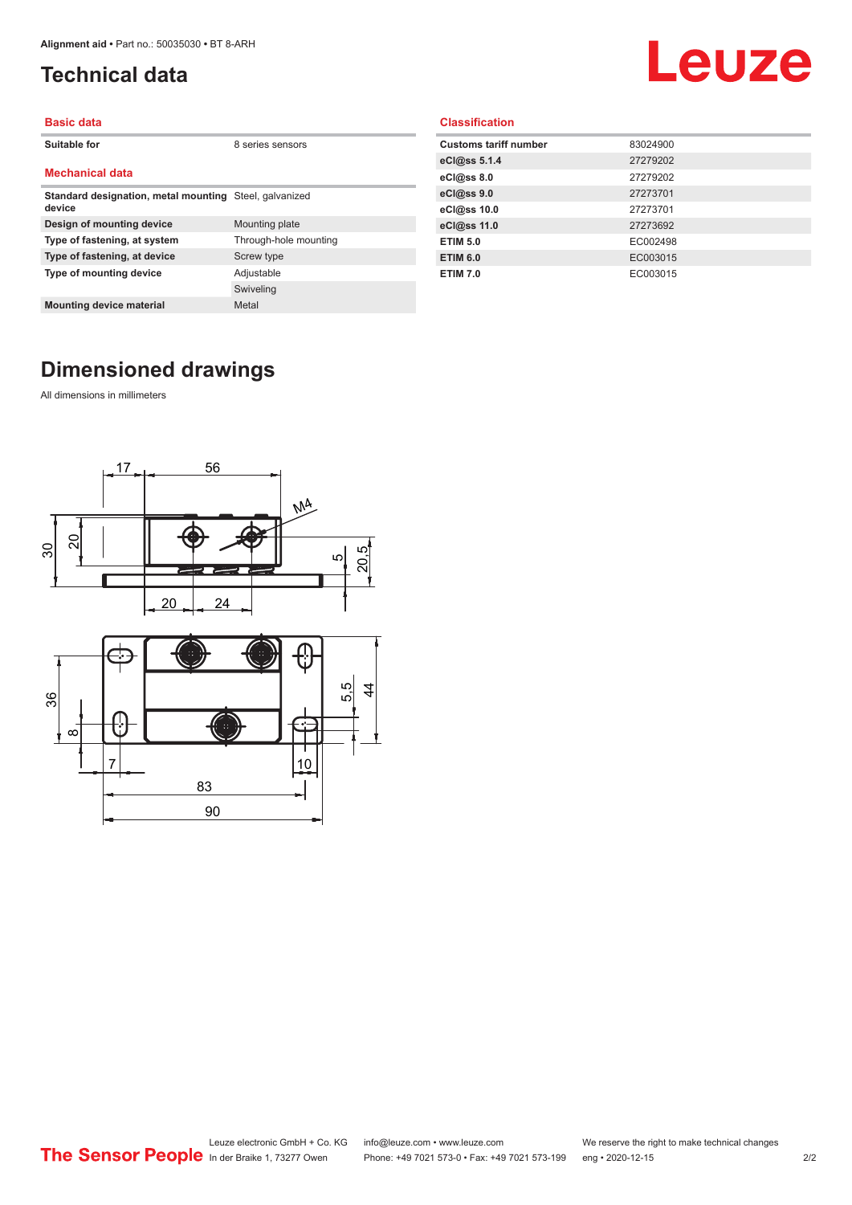# Technical data

## Basic data

| | |
|---|---|
| Suitable for | 8 series sensors |

## Mechanical data

| | |
|---|---|
| Standard designation, metal mounting device | Steel, galvanized |
| Design of mounting device | Mounting plate |
| Type of fastening, at system | Through-hole mounting |
| Type of fastening, at device | Screw type |
| Type of mounting device | Adjustable |
| | Swiveling |
| Mounting device material | Metal |

## Classification

| | |
|---|---|
| Customs tariff number | 83024900 |
| eCl@ss 5.1.4 | 27279202 |
| eCl@ss 8.0 | 27279202 |
| eCl@ss 9.0 | 27273701 |
| eCl@ss 10.0 | 27273701 |
| eCl@ss 11.0 | 27273692 |
| ETIM 5.0 | EC002498 |
| ETIM 6.0 | EC003015 |
| ETIM 7.0 | EC003015 |

# Dimensioned drawings

All dimensions in millimeters

17
56
M4
30
20
5
20,5
20
24
36
8
5,5
44
7
10
83
90

The Sensor People
Leuze electronic GmbH + Co. KG
In der Braike 1, 73277 Owen
info@leuze.com • www.leuze.com
Phone: +49 7021 573-0 • Fax: +49 7021 573-199
We reserve the right to make technical changes
eng • 2020-12-15